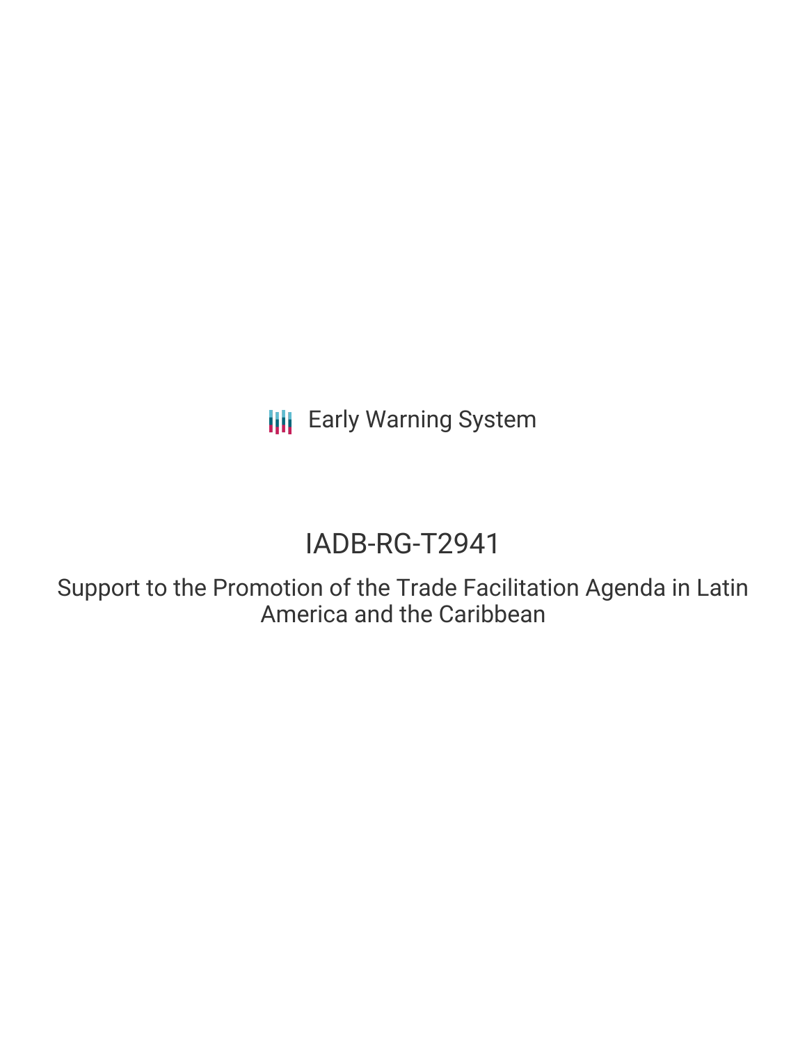Early Warning System

# IADB-RG-T2941

## Support to the Promotion of the Trade Facilitation Agenda in Latin America and the Caribbean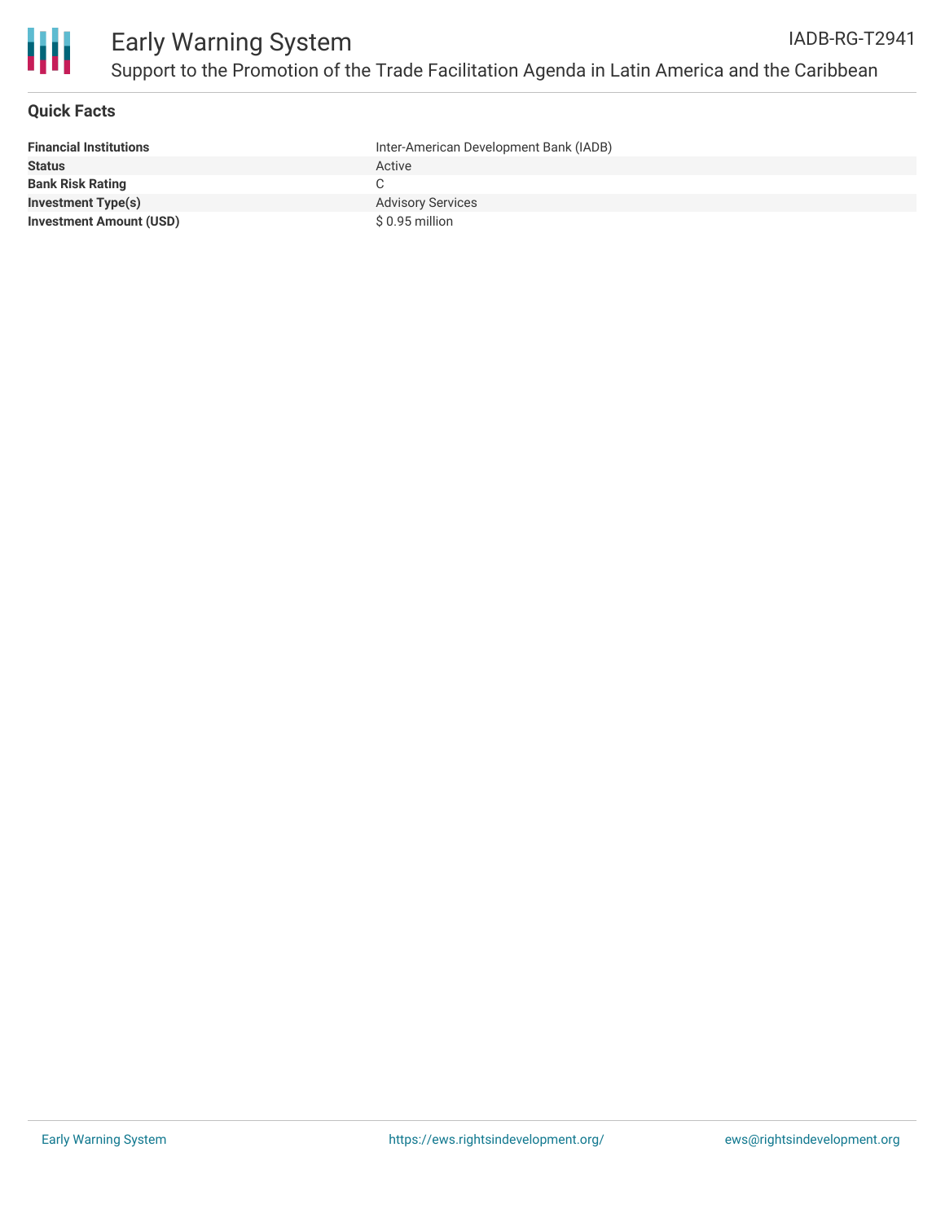## Quick Facts

| | |
|---|---|
| **Financial Institutions** | Inter-American Development Bank (IADB) |
| **Status** | Active |
| **Bank Risk Rating** | C |
| **Investment Type(s)** | Advisory Services |
| **Investment Amount (USD)** | $ 0.95 million |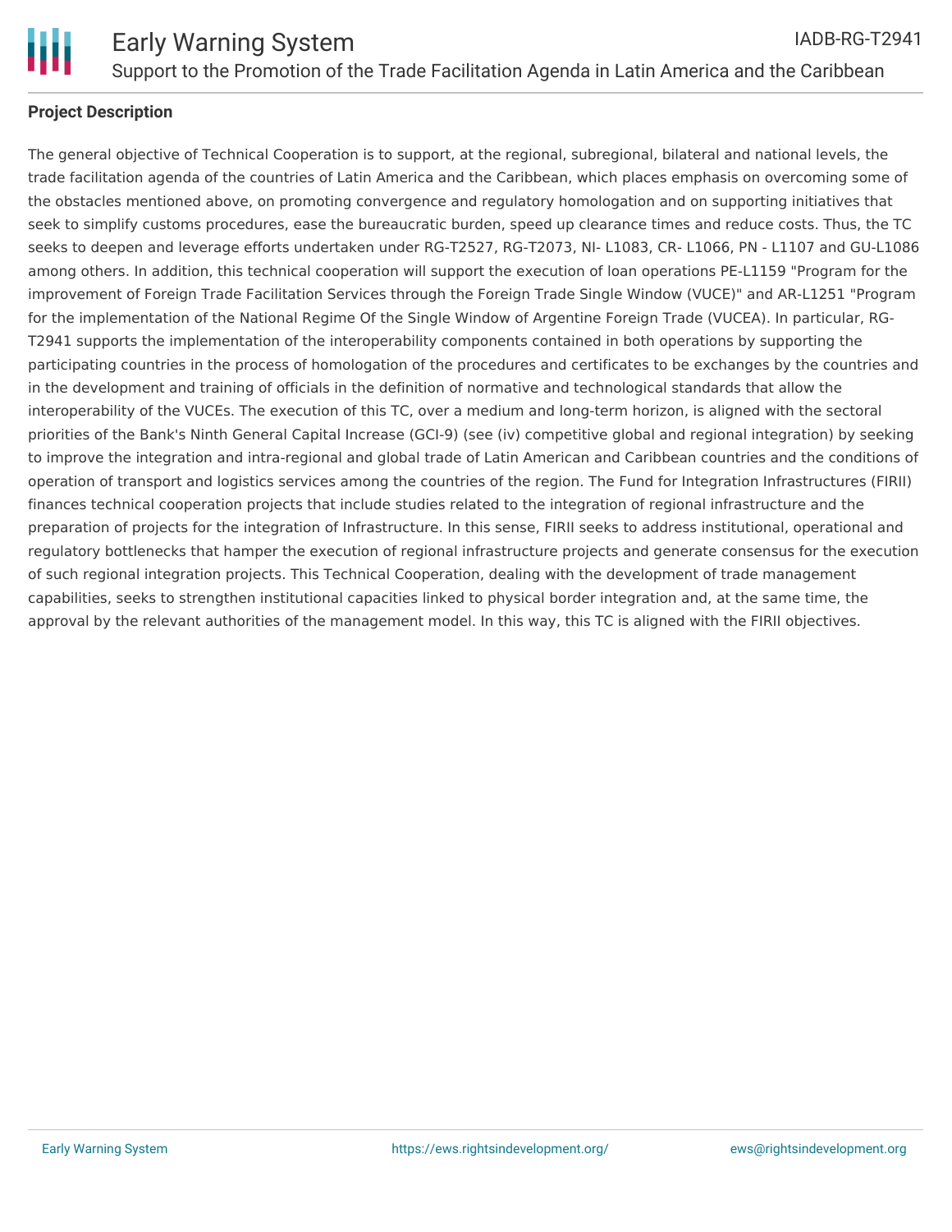## Project Description

The general objective of Technical Cooperation is to support, at the regional, subregional, bilateral and national levels, the trade facilitation agenda of the countries of Latin America and the Caribbean, which places emphasis on overcoming some of the obstacles mentioned above, on promoting convergence and regulatory homologation and on supporting initiatives that seek to simplify customs procedures, ease the bureaucratic burden, speed up clearance times and reduce costs. Thus, the TC seeks to deepen and leverage efforts undertaken under RG-T2527, RG-T2073, NI- L1083, CR- L1066, PN - L1107 and GU-L1086 among others. In addition, this technical cooperation will support the execution of loan operations PE-L1159 "Program for the improvement of Foreign Trade Facilitation Services through the Foreign Trade Single Window (VUCE)" and AR-L1251 "Program for the implementation of the National Regime Of the Single Window of Argentine Foreign Trade (VUCEA). In particular, RG-T2941 supports the implementation of the interoperability components contained in both operations by supporting the participating countries in the process of homologation of the procedures and certificates to be exchanges by the countries and in the development and training of officials in the definition of normative and technological standards that allow the interoperability of the VUCEs. The execution of this TC, over a medium and long-term horizon, is aligned with the sectoral priorities of the Bank's Ninth General Capital Increase (GCI-9) (see (iv) competitive global and regional integration) by seeking to improve the integration and intra-regional and global trade of Latin American and Caribbean countries and the conditions of operation of transport and logistics services among the countries of the region. The Fund for Integration Infrastructures (FIRII) finances technical cooperation projects that include studies related to the integration of regional infrastructure and the preparation of projects for the integration of Infrastructure. In this sense, FIRII seeks to address institutional, operational and regulatory bottlenecks that hamper the execution of regional infrastructure projects and generate consensus for the execution of such regional integration projects. This Technical Cooperation, dealing with the development of trade management capabilities, seeks to strengthen institutional capacities linked to physical border integration and, at the same time, the approval by the relevant authorities of the management model. In this way, this TC is aligned with the FIRII objectives.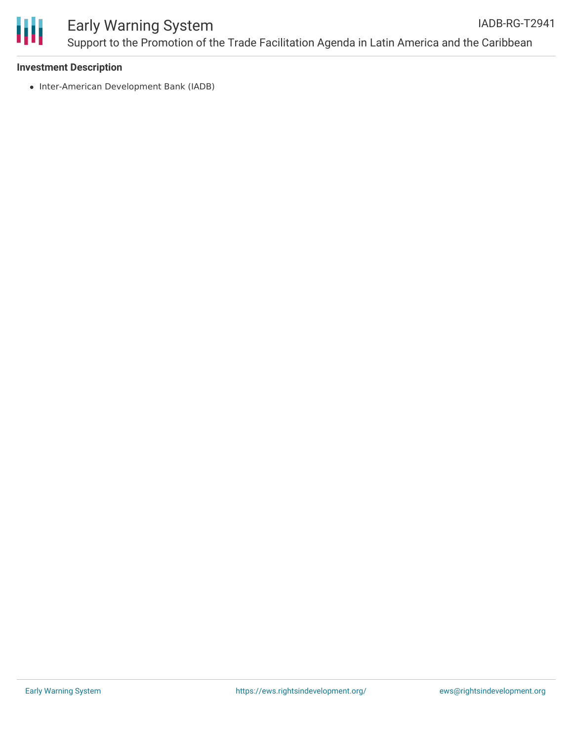**Investment Description**

- Inter-American Development Bank (IADB)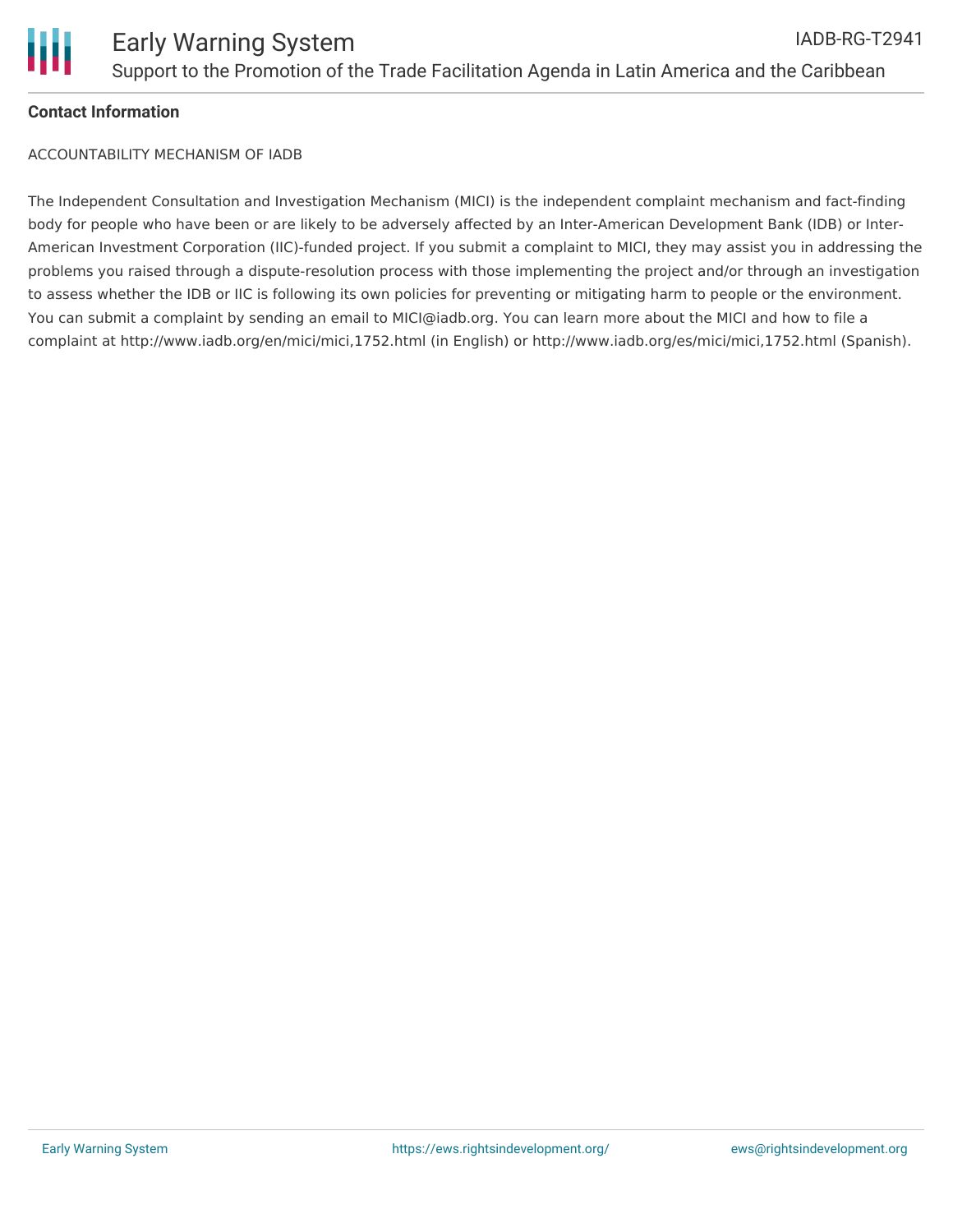**Contact Information**

ACCOUNTABILITY MECHANISM OF IADB

The Independent Consultation and Investigation Mechanism (MICI) is the independent complaint mechanism and fact-finding body for people who have been or are likely to be adversely affected by an Inter-American Development Bank (IDB) or Inter-American Investment Corporation (IIC)-funded project. If you submit a complaint to MICI, they may assist you in addressing the problems you raised through a dispute-resolution process with those implementing the project and/or through an investigation to assess whether the IDB or IIC is following its own policies for preventing or mitigating harm to people or the environment. You can submit a complaint by sending an email to MICI@iadb.org. You can learn more about the MICI and how to file a complaint at http://www.iadb.org/en/mici/mici,1752.html (in English) or http://www.iadb.org/es/mici/mici,1752.html (Spanish).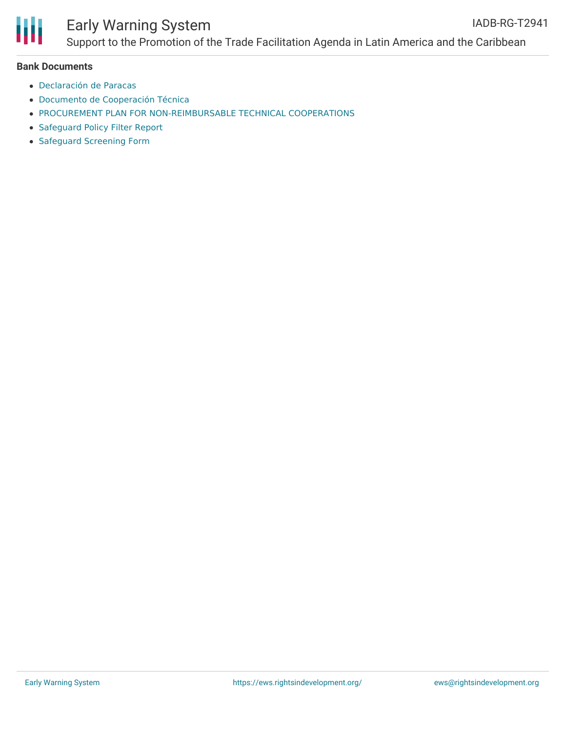**Bank Documents**

- Declaración de Paracas
- Documento de Cooperación Técnica
- PROCUREMENT PLAN FOR NON-REIMBURSABLE TECHNICAL COOPERATIONS
- Safeguard Policy Filter Report
- Safeguard Screening Form